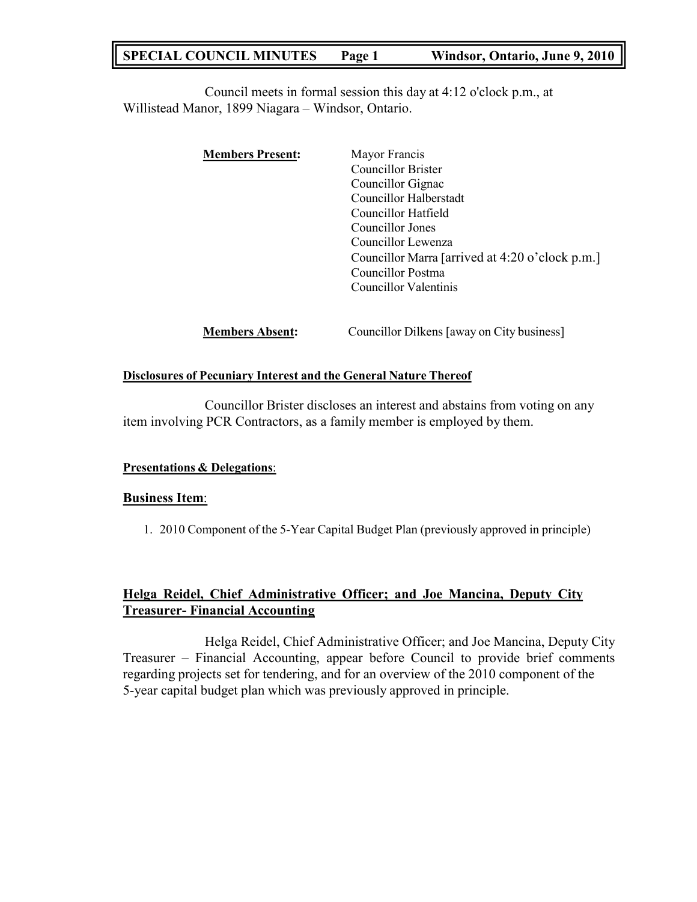Council meets in formal session this day at 4:12 o'clock p.m., at Willistead Manor, 1899 Niagara – Windsor, Ontario.

**Members Present:**

- Mayor Francis
- Councillor Brister
- Councillor Gignac
- Councillor Halberstadt
- Councillor Hatfield
- Councillor Jones
- Councillor Lewenza
- Councillor Marra [arrived at 4:20 o'clock p.m.]
- Councillor Postma
- Councillor Valentinis

**Members Absent:** Councillor Dilkens [away on City business]

**Disclosures of Pecuniary Interest and the General Nature Thereof**

Councillor Brister discloses an interest and abstains from voting on any item involving PCR Contractors, as a family member is employed by them.

**Presentations & Delegations**:

## Business Item:

1. 2010 Component of the 5-Year Capital Budget Plan (previously approved in principle)

### Helga Reidel, Chief Administrative Officer; and Joe Mancina, Deputy City Treasurer- Financial Accounting

Helga Reidel, Chief Administrative Officer; and Joe Mancina, Deputy City Treasurer – Financial Accounting, appear before Council to provide brief comments regarding projects set for tendering, and for an overview of the 2010 component of the 5-year capital budget plan which was previously approved in principle.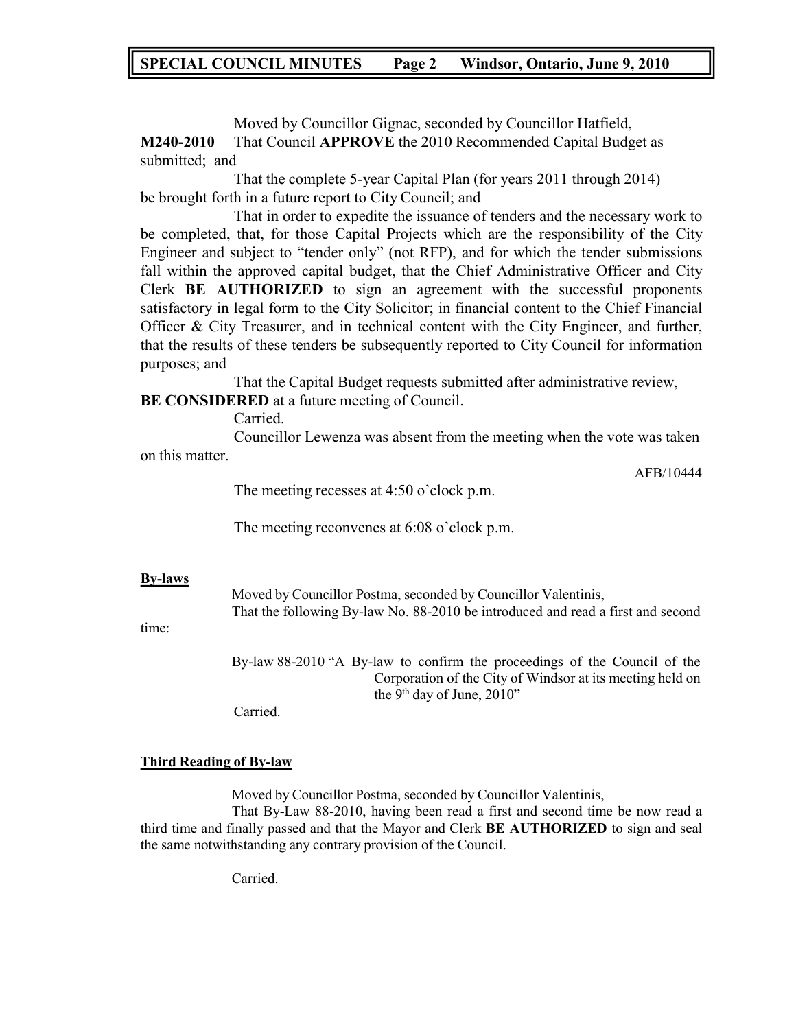Moved by Councillor Gignac, seconded by Councillor Hatfield,

**M240-2010** That Council **APPROVE** the 2010 Recommended Capital Budget as submitted; and

That the complete 5-year Capital Plan (for years 2011 through 2014) be brought forth in a future report to City Council; and

That in order to expedite the issuance of tenders and the necessary work to be completed, that, for those Capital Projects which are the responsibility of the City Engineer and subject to "tender only" (not RFP), and for which the tender submissions fall within the approved capital budget, that the Chief Administrative Officer and City Clerk **BE AUTHORIZED** to sign an agreement with the successful proponents satisfactory in legal form to the City Solicitor; in financial content to the Chief Financial Officer & City Treasurer, and in technical content with the City Engineer, and further, that the results of these tenders be subsequently reported to City Council for information purposes; and

That the Capital Budget requests submitted after administrative review, **BE CONSIDERED** at a future meeting of Council.

Carried.

Councillor Lewenza was absent from the meeting when the vote was taken on this matter.

AFB/10444

The meeting recesses at 4:50 o'clock p.m.

The meeting reconvenes at 6:08 o'clock p.m.

**By-laws**

Moved by Councillor Postma, seconded by Councillor Valentinis,

That the following By-law No. 88-2010 be introduced and read a first and second time:

By-law 88-2010 "A By-law to confirm the proceedings of the Council of the Corporation of the City of Windsor at its meeting held on the 9th day of June, 2010"

Carried.

**Third Reading of By-law**

Moved by Councillor Postma, seconded by Councillor Valentinis,

That By-Law 88-2010, having been read a first and second time be now read a third time and finally passed and that the Mayor and Clerk **BE AUTHORIZED** to sign and seal the same notwithstanding any contrary provision of the Council.

Carried.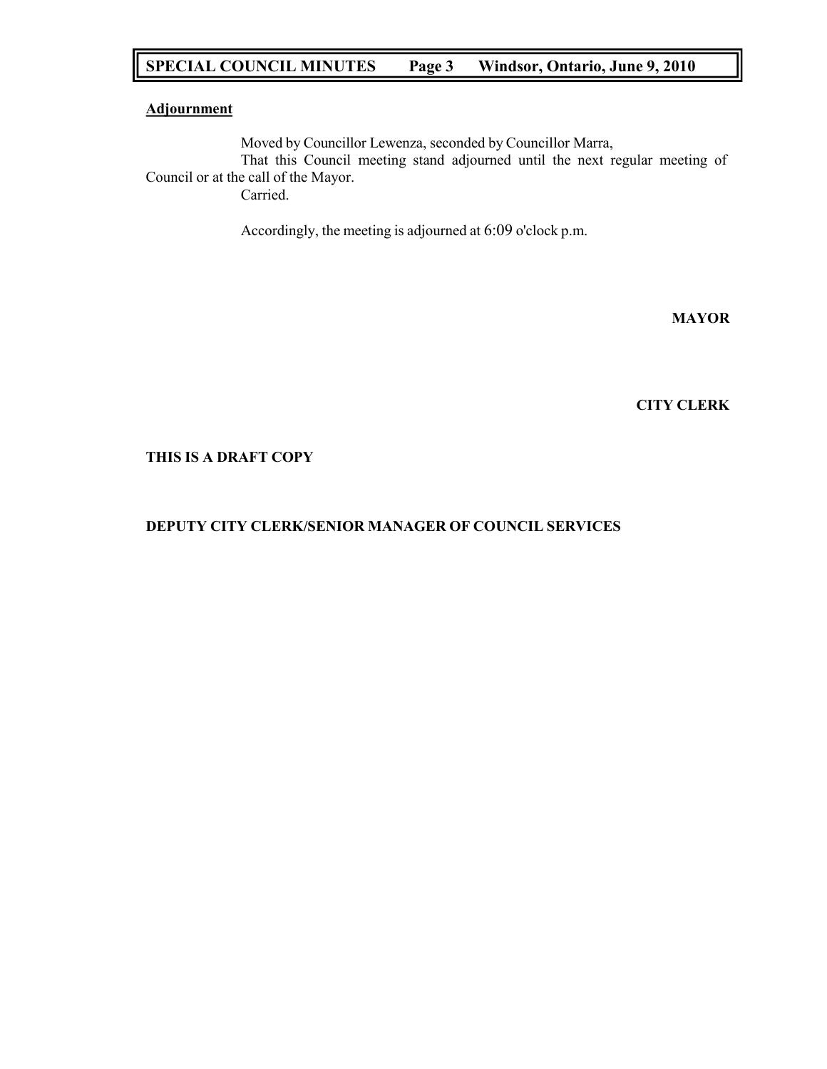**Adjournment**

Moved by Councillor Lewenza, seconded by Councillor Marra,

That this Council meeting stand adjourned until the next regular meeting of Council or at the call of the Mayor.

Carried.

Accordingly, the meeting is adjourned at 6:09 o'clock p.m.

**MAYOR**

**CITY CLERK**

**THIS IS A DRAFT COPY**

**DEPUTY CITY CLERK/SENIOR MANAGER OF COUNCIL SERVICES**